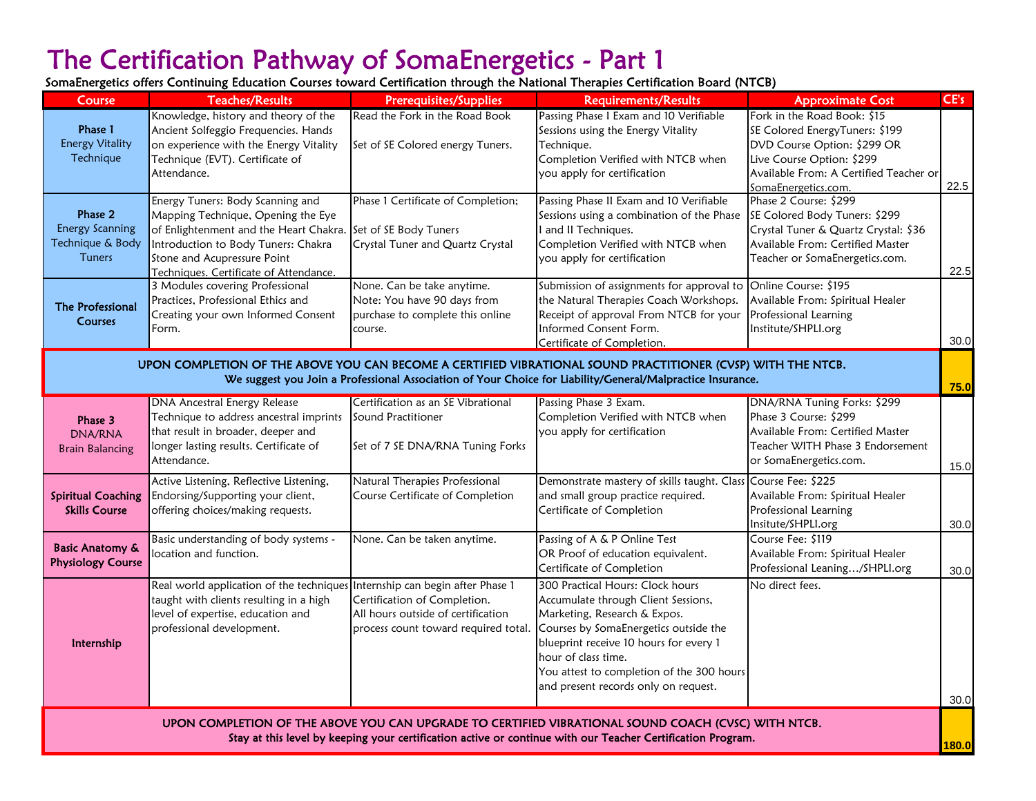# The Certification Pathway of SomaEnergetics - Part 1

SomaEnergetics offers Continuing Education Courses toward Certification through the National Therapies Certification Board (NTCB)

| Course | Teaches/Results | Prerequisites/Supplies | Requirements/Results | Approximate Cost | CE's |
|---|---|---|---|---|---|
| **Phase 1** Energy Vitality Technique | Knowledge, history and theory of the Ancient Solfeggio Frequencies. Hands on experience with the Energy Vitality Technique (EVT). Certificate of Attendance. | Read the Fork in the Road Book<br><br>Set of SE Colored energy Tuners. | Passing Phase I Exam and 10 Verifiable Sessions using the Energy Vitality Technique.<br>Completion Verified with NTCB when you apply for certification | Fork in the Road Book: $15<br>SE Colored EnergyTuners: $199<br>DVD Course Option: $299 OR<br>Live Course Option: $299<br>Available From: A Certified Teacher or SomaEnergetics.com. | 22.5 |
| **Phase 2** Energy Scanning Technique & Body Tuners | Energy Tuners: Body Scanning and Mapping Technique, Opening the Eye of Enlightenment and the Heart Chakra. Introduction to Body Tuners: Chakra Stone and Acupressure Point Techniques. Certificate of Attendance. | Phase 1 Certificate of Completion;<br><br>Set of SE Body Tuners<br>Crystal Tuner and Quartz Crystal | Passing Phase II Exam and 10 Verifiable Sessions using a combination of the Phase I and II Techniques.<br>Completion Verified with NTCB when you apply for certification | Phase 2 Course: $299<br>SE Colored Body Tuners: $299<br>Crystal Tuner & Quartz Crystal: $36<br>Available From: Certified Master Teacher or SomaEnergetics.com. | 22.5 |
| **The Professional Courses** | 3 Modules covering Professional Practices, Professional Ethics and Creating your own Informed Consent Form. | None. Can be take anytime.<br>Note: You have 90 days from purchase to complete this online course. | Submission of assignments for approval to the Natural Therapies Coach Workshops. Receipt of approval From NTCB for your Informed Consent Form.<br>Certificate of Completion. | Online Course: $195<br>Available From: Spiritual Healer Professional Learning Institute/SHPLI.org | 30.0 |
| **UPON COMPLETION OF THE ABOVE YOU CAN BECOME A CERTIFIED VIBRATIONAL SOUND PRACTITIONER (CVSP) WITH THE NTCB.** We suggest you Join a Professional Association of Your Choice for Liability/General/Malpractice Insurance. | | | | | **75.0** |
| **Phase 3** DNA/RNA Brain Balancing | DNA Ancestral Energy Release Technique to address ancestral imprints that result in broader, deeper and longer lasting results. Certificate of Attendance. | Certification as an SE Vibrational Sound Practitioner<br><br>Set of 7 SE DNA/RNA Tuning Forks | Passing Phase 3 Exam.<br>Completion Verified with NTCB when you apply for certification | DNA/RNA Tuning Forks: $299<br>Phase 3 Course: $299<br>Available From: Certified Master Teacher WITH Phase 3 Endorsement or SomaEnergetics.com. | 15.0 |
| **Spiritual Coaching Skills Course** | Active Listening, Reflective Listening, Endorsing/Supporting your client, offering choices/making requests. | Natural Therapies Professional Course Certificate of Completion | Demonstrate mastery of skills taught. Class and small group practice required.<br>Certificate of Completion | Course Fee: $225<br>Available From: Spiritual Healer Professional Learning Insitute/SHPLI.org | 30.0 |
| **Basic Anatomy & Physiology Course** | Basic understanding of body systems - location and function. | None. Can be taken anytime. | Passing of A & P Online Test<br>OR Proof of education equivalent.<br>Certificate of Completion | Course Fee: $119<br>Available From: Spiritual Healer Professional Leaning…/SHPLI.org | 30.0 |
| **Internship** | Real world application of the techniques taught with clients resulting in a high level of expertise, education and professional development. | Internship can begin after Phase 1 Certification of Completion.<br>All hours outside of certification process count toward required total. | 300 Practical Hours: Clock hours Accumulate through Client Sessions, Marketing, Research & Expos.<br>Courses by SomaEnergetics outside the blueprint receive 10 hours for every 1 hour of class time.<br>You attest to completion of the 300 hours and present records only on request. | No direct fees. | 30.0 |
| **UPON COMPLETION OF THE ABOVE YOU CAN UPGRADE TO CERTIFIED VIBRATIONAL SOUND COACH (CVSC) WITH NTCB.** Stay at this level by keeping your certification active or continue with our Teacher Certification Program. | | | | | **180.0** |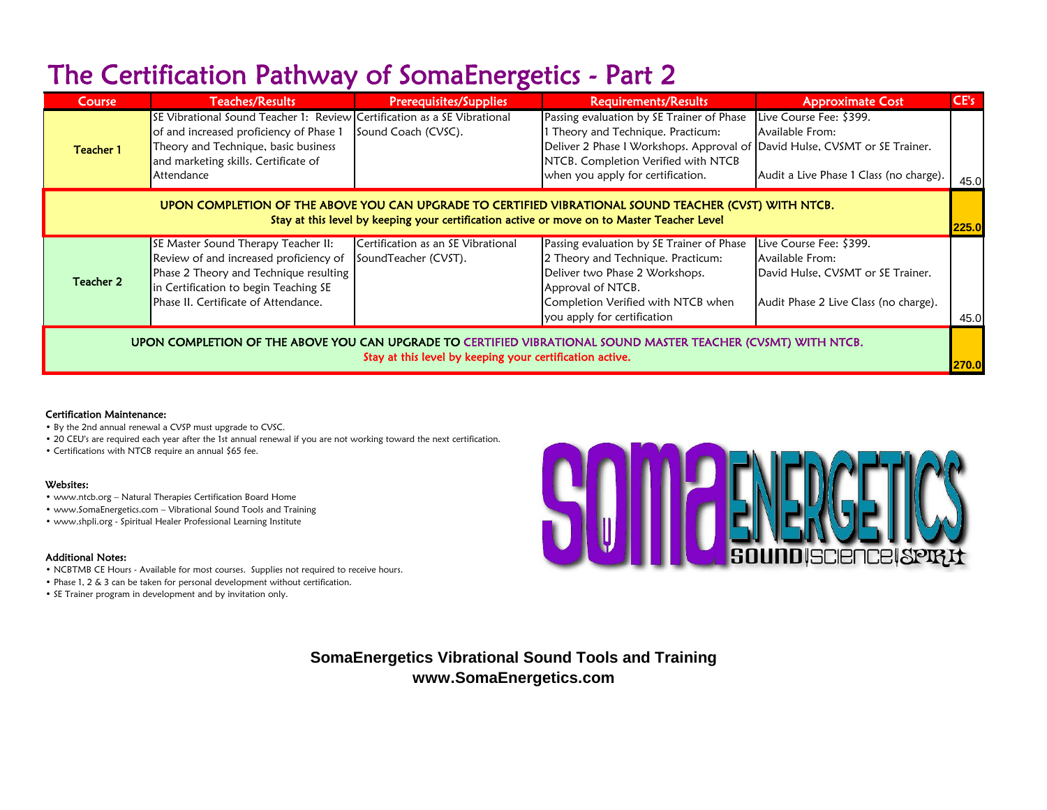# The Certification Pathway of SomaEnergetics - Part 2

| Course | Teaches/Results | Prerequisites/Supplies | Requirements/Results | Approximate Cost | CE's |
|---|---|---|---|---|---|
| Teacher 1 | SE Vibrational Sound Teacher 1: Review of and increased proficiency of Phase 1 Theory and Technique, basic business and marketing skills. Certificate of Attendance | Certification as a SE Vibrational Sound Coach (CVSC). | Passing evaluation by SE Trainer of Phase 1 Theory and Technique. Practicum: Deliver 2 Phase I Workshops. Approval of NTCB. Completion Verified with NTCB when you apply for certification. | Live Course Fee: $399. Available From: David Hulse, CVSMT or SE Trainer. Audit a Live Phase 1 Class (no charge). | 45.0 |
| UPON COMPLETION OF THE ABOVE YOU CAN UPGRADE TO CERTIFIED VIBRATIONAL SOUND TEACHER (CVST) WITH NTCB. Stay at this level by keeping your certification active or move on to Master Teacher Level | | | | | 225.0 |
| Teacher 2 | SE Master Sound Therapy Teacher II: Review of and increased proficiency of Phase 2 Theory and Technique resulting in Certification to begin Teaching SE Phase II. Certificate of Attendance. | Certification as an SE Vibrational SoundTeacher (CVST). | Passing evaluation by SE Trainer of Phase 2 Theory and Technique. Practicum: Deliver two Phase 2 Workshops. Approval of NTCB. Completion Verified with NTCB when you apply for certification | Live Course Fee: $399. Available From: David Hulse, CVSMT or SE Trainer. Audit Phase 2 Live Class (no charge). | 45.0 |
| UPON COMPLETION OF THE ABOVE YOU CAN UPGRADE TO CERTIFIED VIBRATIONAL SOUND MASTER TEACHER (CVSMT) WITH NTCB. Stay at this level by keeping your certification active. | | | | | 270.0 |

**Certification Maintenance:**

- By the 2nd annual renewal a CVSP must upgrade to CVSC.
- 20 CEU's are required each year after the 1st annual renewal if you are not working toward the next certification.
- Certifications with NTCB require an annual $65 fee.

**Websites:**

- www.ntcb.org – Natural Therapies Certification Board Home
- www.SomaEnergetics.com – Vibrational Sound Tools and Training
- www.shpli.org - Spiritual Healer Professional Learning Institute

**Additional Notes:**

- NCBTMB CE Hours - Available for most courses. Supplies not required to receive hours.
- Phase 1, 2 & 3 can be taken for personal development without certification.
- SE Trainer program in development and by invitation only.

SOMA ENERGETICS
SOUND|SCIENCE|SPIRIT

**SomaEnergetics Vibrational Sound Tools and Training**
**www.SomaEnergetics.com**